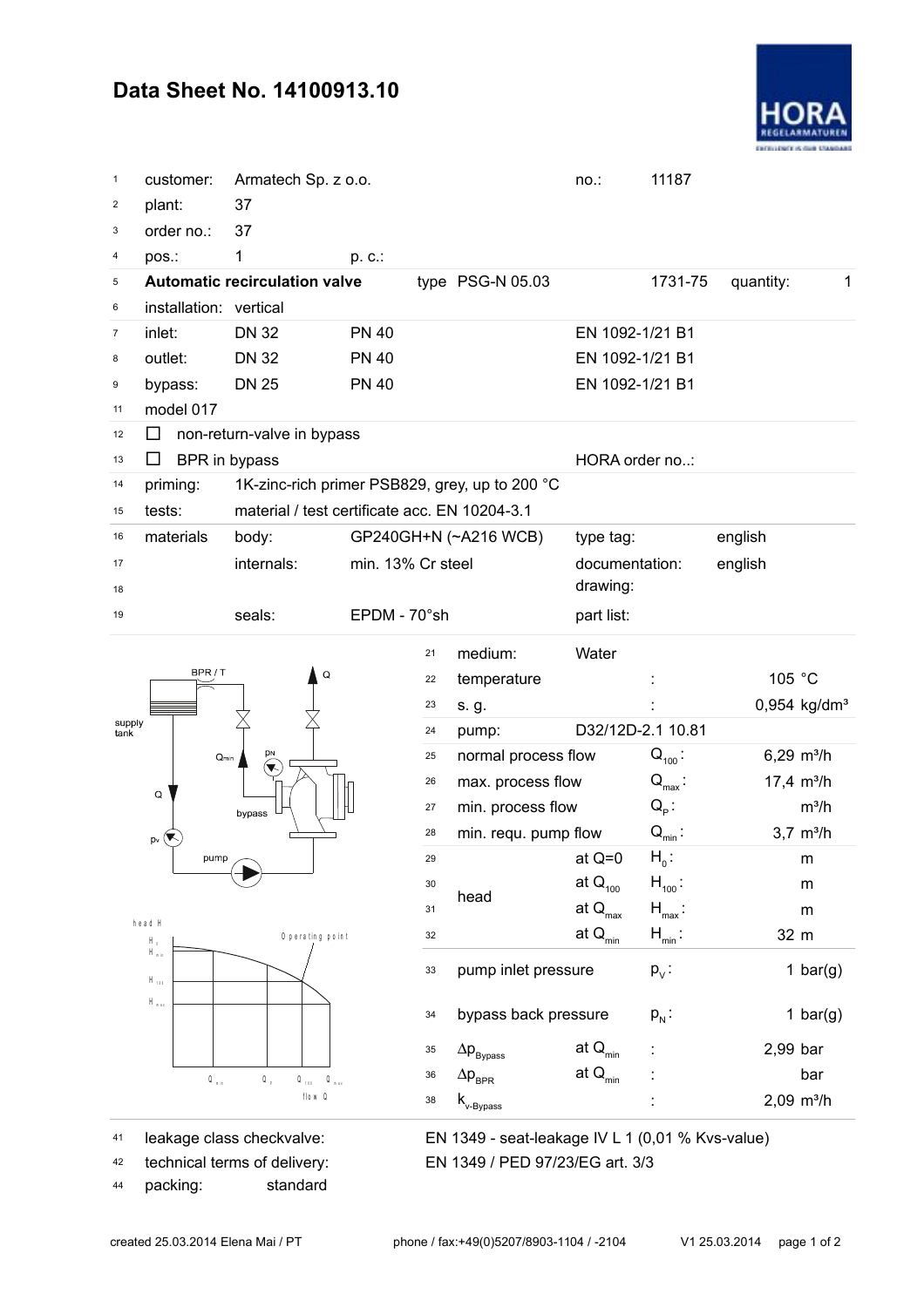# Data Sheet No. 14100913.10

HORA REGELARMATUREN
EXCELLENCE IS OUR STANDARD

| # | | | | | | | |
|---|---|---|---|---|---|---|---|
| 1 | customer: | Armatech Sp. z o.o. | | | no.: | 11187 | |
| 2 | plant: | 37 | | | | | |
| 3 | order no.: | 37 | | | | | |
| 4 | pos.: | 1 | p. c.: | | | | |
| 5 | **Automatic recirculation valve** | | | type PSG-N 05.03 | | 1731-75 | quantity: 1 |
| 6 | installation: | vertical | | | | | |
| 7 | inlet: | DN 32 | PN 40 | | EN 1092-1/21 B1 | | |
| 8 | outlet: | DN 32 | PN 40 | | EN 1092-1/21 B1 | | |
| 9 | bypass: | DN 25 | PN 40 | | EN 1092-1/21 B1 | | |
| 11 | model 017 | | | | | | |
| 12 | ☐ non-return-valve in bypass | | | | | | |
| 13 | ☐ BPR in bypass | | | | HORA order no..: | | |
| 14 | priming: | 1K-zinc-rich primer PSB829, grey, up to 200 °C | | | | | |
| 15 | tests: | material / test certificate acc. EN 10204-3.1 | | | | | |
| 16 | materials | body: | GP240GH+N (~A216 WCB) | | type tag: | | english |
| 17 | | internals: | min. 13% Cr steel | | documentation: | | english |
| 18 | | | | | drawing: | | |
| 19 | | seals: | EPDM - 70°sh | | part list: | | |

| # | | | | |
|---|---|---|---|---|
| 21 | medium: | Water | | |
| 22 | temperature | | : | 105 °C |
| 23 | s. g. | | : | 0,954 kg/dm³ |
| 24 | pump: | D32/12D-2.1 10.81 | | |
| 25 | normal process flow | | $Q_{100}$: | 6,29 m³/h |
| 26 | max. process flow | | $Q_{max}$: | 17,4 m³/h |
| 27 | min. process flow | | $Q_P$: | m³/h |
| 28 | min. requ. pump flow | | $Q_{min}$: | 3,7 m³/h |
| 29 | head | at Q=0 | $H_0$: | m |
| 30 | | at $Q_{100}$ | $H_{100}$: | m |
| 31 | | at $Q_{max}$ | $H_{max}$: | m |
| 32 | | at $Q_{min}$ | $H_{min}$: | 32 m |
| 33 | pump inlet pressure | | $p_V$: | 1 bar(g) |
| 34 | bypass back pressure | | $p_N$: | 1 bar(g) |
| 35 | $\Delta p_{Bypass}$ | at $Q_{min}$ | : | 2,99 bar |
| 36 | $\Delta p_{BPR}$ | at $Q_{min}$ | : | bar |
| 38 | $k_{v\text{-}Bypass}$ | | : | 2,09 m³/h |

| # | | |
|---|---|---|
| 41 | leakage class checkvalve: | EN 1349 - seat-leakage IV L 1 (0,01 % Kvs-value) |
| 42 | technical terms of delivery: | EN 1349 / PED 97/23/EG art. 3/3 |
| 44 | packing: | standard |

created 25.03.2014 Elena Mai / PT    phone / fax:+49(0)5207/8903-1104 / -2104    V1 25.03.2014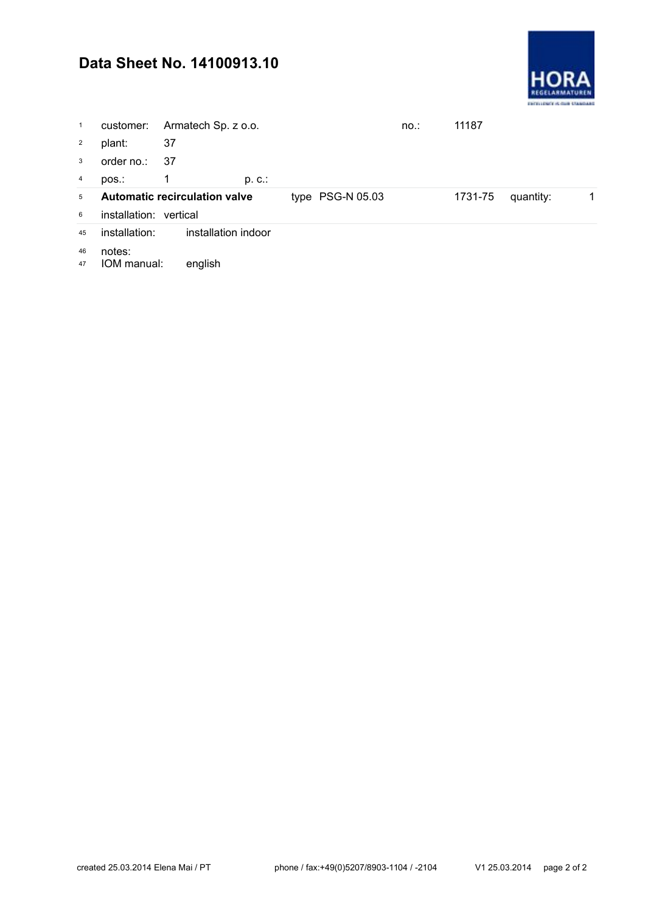# Data Sheet No. 14100913.10

| | | | | | | | |
|---|---|---|---|---|---|---|---|
| 1 | customer: | Armatech Sp. z o.o. | | no.: | 11187 | | |
| 2 | plant: | 37 | | | | | |
| 3 | order no.: | 37 | | | | | |
| 4 | pos.: | 1 | p. c.: | | | | |
| 5 | **Automatic recirculation valve** | | type PSG-N 05.03 | | 1731-75 | quantity: | 1 |
| 6 | installation: | vertical | | | | | |
| 45 | installation: | installation indoor | | | | | |
| 46 | notes: | | | | | | |
| 47 | IOM manual: | english | | | | | |

created 25.03.2014 Elena Mai / PT phone / fax:+49(0)5207/8903-1104 / -2104 V1 25.03.2014